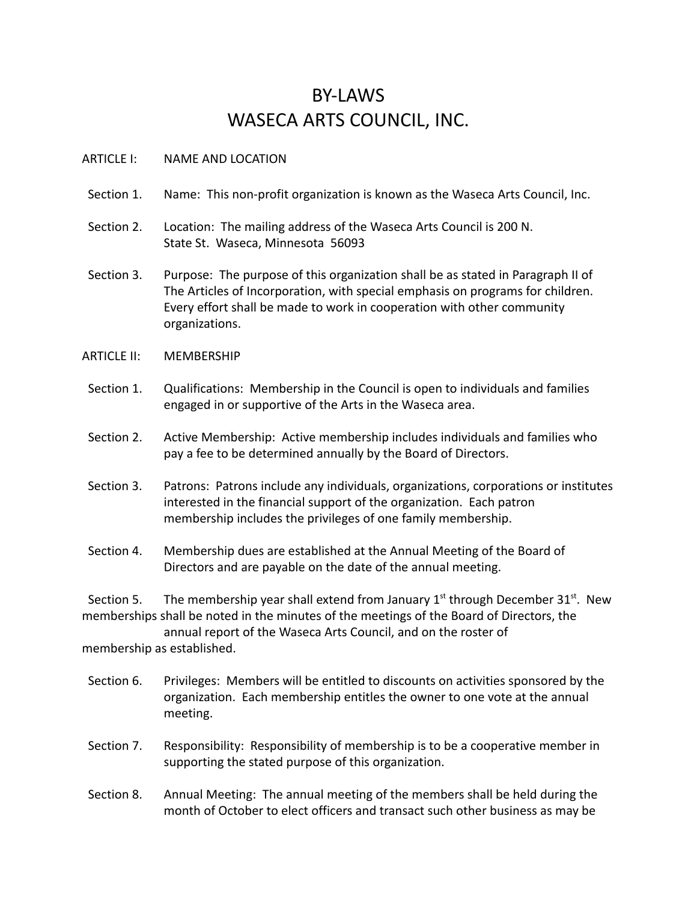# BY-LAWS
# WASECA ARTS COUNCIL, INC.

## ARTICLE I: NAME AND LOCATION

Section 1. Name: This non-profit organization is known as the Waseca Arts Council, Inc.

Section 2. Location: The mailing address of the Waseca Arts Council is 200 N. State St. Waseca, Minnesota 56093

Section 3. Purpose: The purpose of this organization shall be as stated in Paragraph II of The Articles of Incorporation, with special emphasis on programs for children. Every effort shall be made to work in cooperation with other community organizations.

## ARTICLE II: MEMBERSHIP

Section 1. Qualifications: Membership in the Council is open to individuals and families engaged in or supportive of the Arts in the Waseca area.

Section 2. Active Membership: Active membership includes individuals and families who pay a fee to be determined annually by the Board of Directors.

Section 3. Patrons: Patrons include any individuals, organizations, corporations or institutes interested in the financial support of the organization. Each patron membership includes the privileges of one family membership.

Section 4. Membership dues are established at the Annual Meeting of the Board of Directors and are payable on the date of the annual meeting.

Section 5. The membership year shall extend from January 1st through December 31st. New memberships shall be noted in the minutes of the meetings of the Board of Directors, the annual report of the Waseca Arts Council, and on the roster of membership as established.

Section 6. Privileges: Members will be entitled to discounts on activities sponsored by the organization. Each membership entitles the owner to one vote at the annual meeting.

Section 7. Responsibility: Responsibility of membership is to be a cooperative member in supporting the stated purpose of this organization.

Section 8. Annual Meeting: The annual meeting of the members shall be held during the month of October to elect officers and transact such other business as may be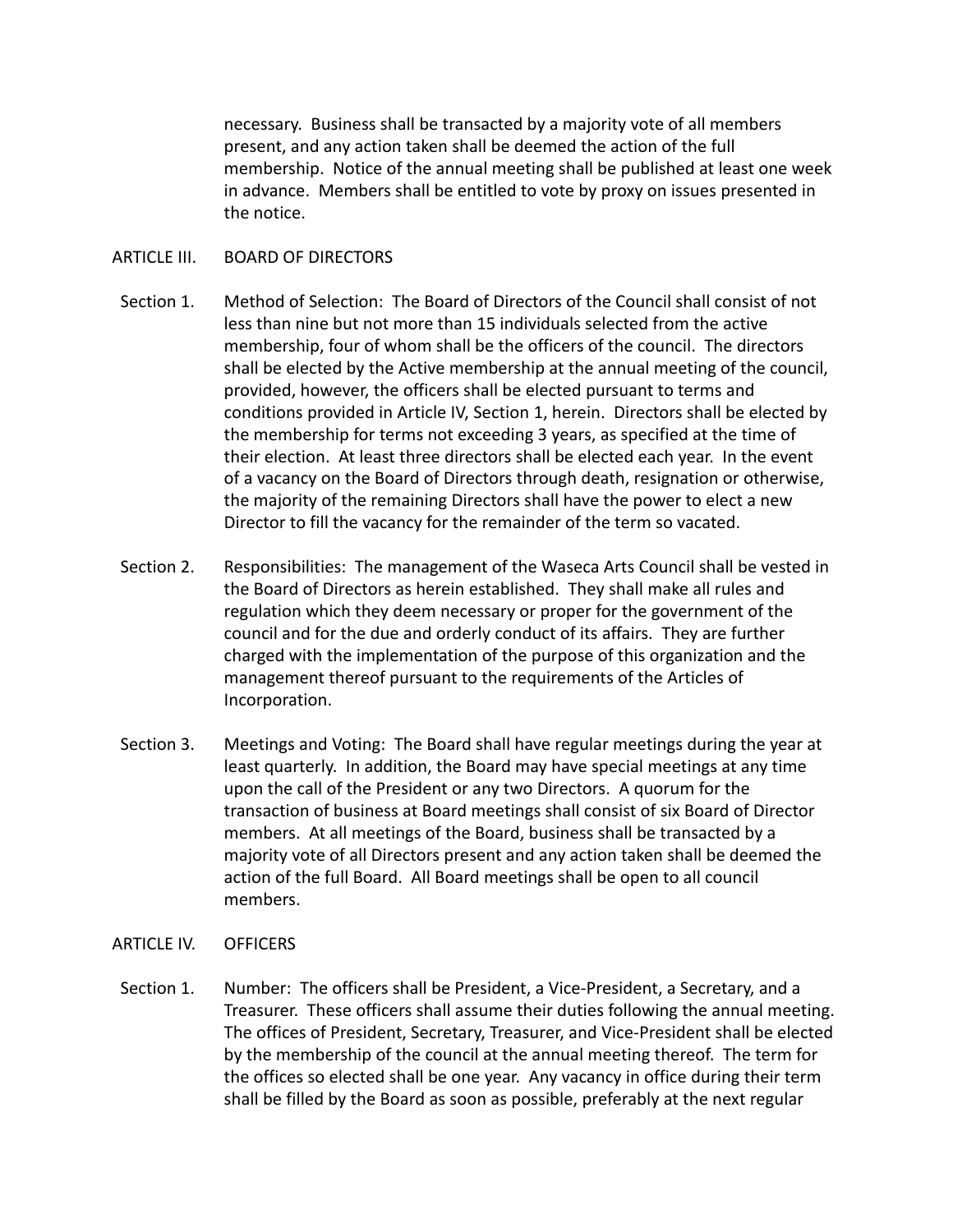necessary. Business shall be transacted by a majority vote of all members present, and any action taken shall be deemed the action of the full membership. Notice of the annual meeting shall be published at least one week in advance. Members shall be entitled to vote by proxy on issues presented in the notice.

## ARTICLE III. BOARD OF DIRECTORS

Section 1. Method of Selection: The Board of Directors of the Council shall consist of not less than nine but not more than 15 individuals selected from the active membership, four of whom shall be the officers of the council. The directors shall be elected by the Active membership at the annual meeting of the council, provided, however, the officers shall be elected pursuant to terms and conditions provided in Article IV, Section 1, herein. Directors shall be elected by the membership for terms not exceeding 3 years, as specified at the time of their election. At least three directors shall be elected each year. In the event of a vacancy on the Board of Directors through death, resignation or otherwise, the majority of the remaining Directors shall have the power to elect a new Director to fill the vacancy for the remainder of the term so vacated.

Section 2. Responsibilities: The management of the Waseca Arts Council shall be vested in the Board of Directors as herein established. They shall make all rules and regulation which they deem necessary or proper for the government of the council and for the due and orderly conduct of its affairs. They are further charged with the implementation of the purpose of this organization and the management thereof pursuant to the requirements of the Articles of Incorporation.

Section 3. Meetings and Voting: The Board shall have regular meetings during the year at least quarterly. In addition, the Board may have special meetings at any time upon the call of the President or any two Directors. A quorum for the transaction of business at Board meetings shall consist of six Board of Director members. At all meetings of the Board, business shall be transacted by a majority vote of all Directors present and any action taken shall be deemed the action of the full Board. All Board meetings shall be open to all council members.

## ARTICLE IV. OFFICERS

Section 1. Number: The officers shall be President, a Vice-President, a Secretary, and a Treasurer. These officers shall assume their duties following the annual meeting. The offices of President, Secretary, Treasurer, and Vice-President shall be elected by the membership of the council at the annual meeting thereof. The term for the offices so elected shall be one year. Any vacancy in office during their term shall be filled by the Board as soon as possible, preferably at the next regular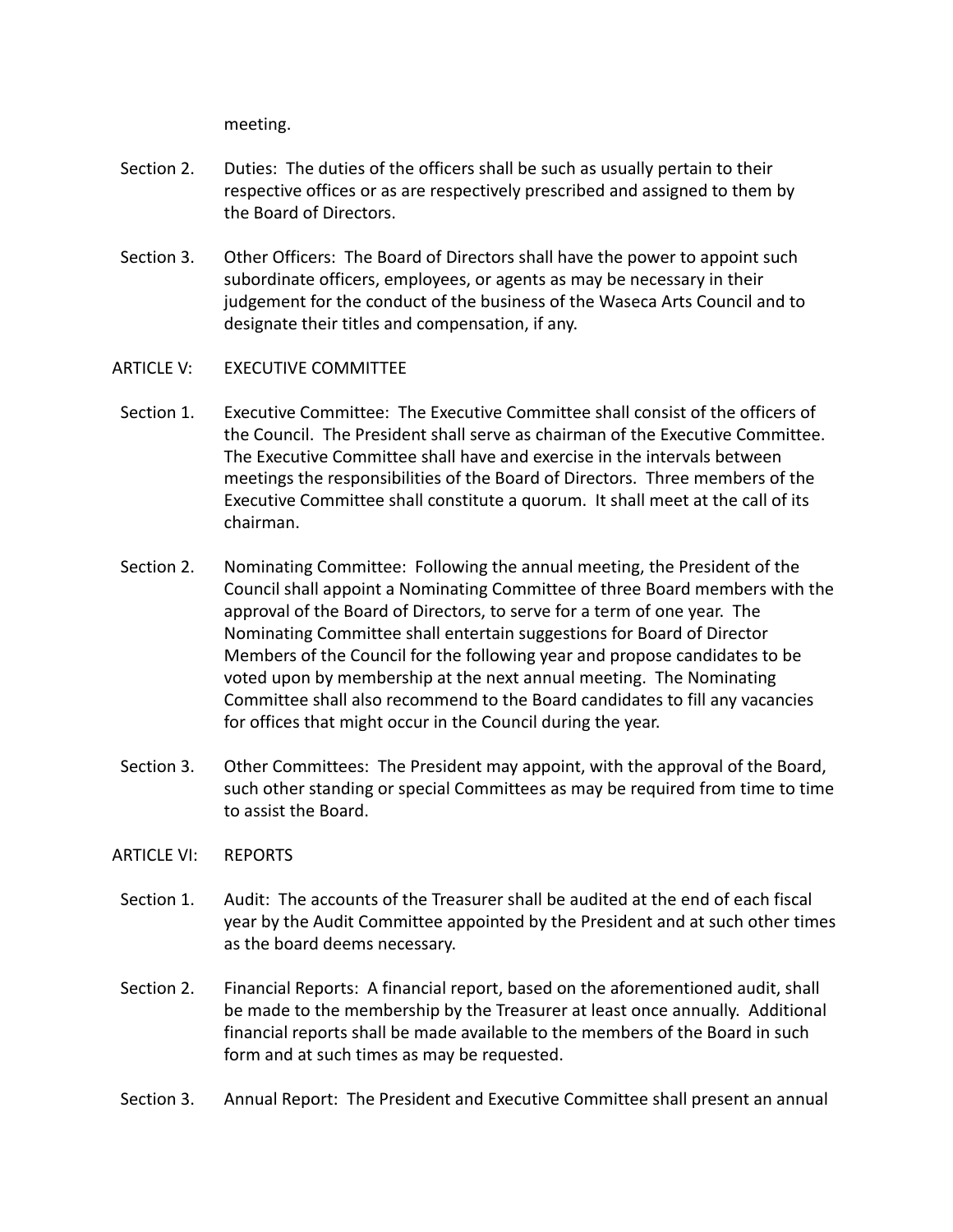meeting.

Section 2. Duties: The duties of the officers shall be such as usually pertain to their respective offices or as are respectively prescribed and assigned to them by the Board of Directors.

Section 3. Other Officers: The Board of Directors shall have the power to appoint such subordinate officers, employees, or agents as may be necessary in their judgement for the conduct of the business of the Waseca Arts Council and to designate their titles and compensation, if any.

## ARTICLE V: EXECUTIVE COMMITTEE

Section 1. Executive Committee: The Executive Committee shall consist of the officers of the Council. The President shall serve as chairman of the Executive Committee. The Executive Committee shall have and exercise in the intervals between meetings the responsibilities of the Board of Directors. Three members of the Executive Committee shall constitute a quorum. It shall meet at the call of its chairman.

Section 2. Nominating Committee: Following the annual meeting, the President of the Council shall appoint a Nominating Committee of three Board members with the approval of the Board of Directors, to serve for a term of one year. The Nominating Committee shall entertain suggestions for Board of Director Members of the Council for the following year and propose candidates to be voted upon by membership at the next annual meeting. The Nominating Committee shall also recommend to the Board candidates to fill any vacancies for offices that might occur in the Council during the year.

Section 3. Other Committees: The President may appoint, with the approval of the Board, such other standing or special Committees as may be required from time to time to assist the Board.

## ARTICLE VI: REPORTS

Section 1. Audit: The accounts of the Treasurer shall be audited at the end of each fiscal year by the Audit Committee appointed by the President and at such other times as the board deems necessary.

Section 2. Financial Reports: A financial report, based on the aforementioned audit, shall be made to the membership by the Treasurer at least once annually. Additional financial reports shall be made available to the members of the Board in such form and at such times as may be requested.

Section 3. Annual Report: The President and Executive Committee shall present an annual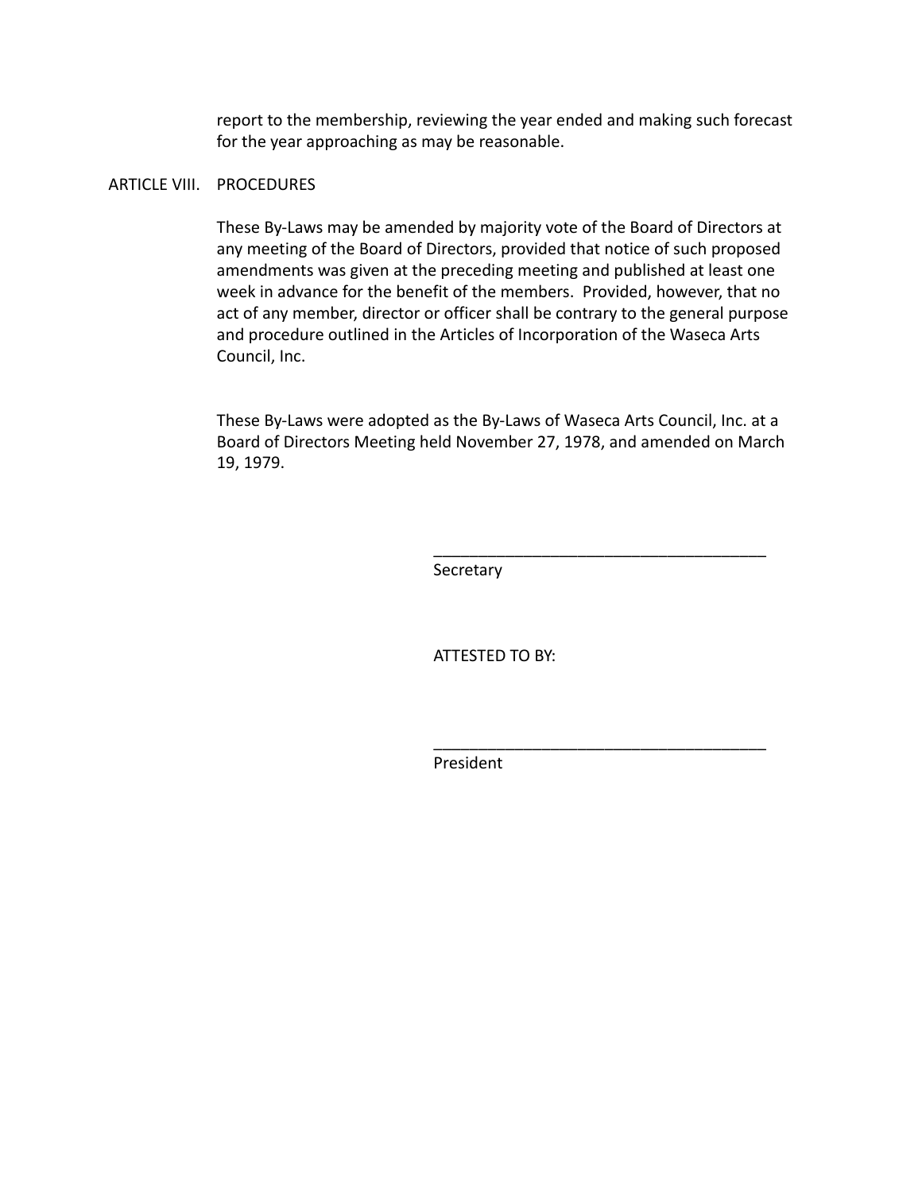report to the membership, reviewing the year ended and making such forecast for the year approaching as may be reasonable.

## ARTICLE VIII. PROCEDURES

These By-Laws may be amended by majority vote of the Board of Directors at any meeting of the Board of Directors, provided that notice of such proposed amendments was given at the preceding meeting and published at least one week in advance for the benefit of the members. Provided, however, that no act of any member, director or officer shall be contrary to the general purpose and procedure outlined in the Articles of Incorporation of the Waseca Arts Council, Inc.

These By-Laws were adopted as the By-Laws of Waseca Arts Council, Inc. at a Board of Directors Meeting held November 27, 1978, and amended on March 19, 1979.

______________________________________
Secretary

ATTESTED TO BY:

______________________________________
President